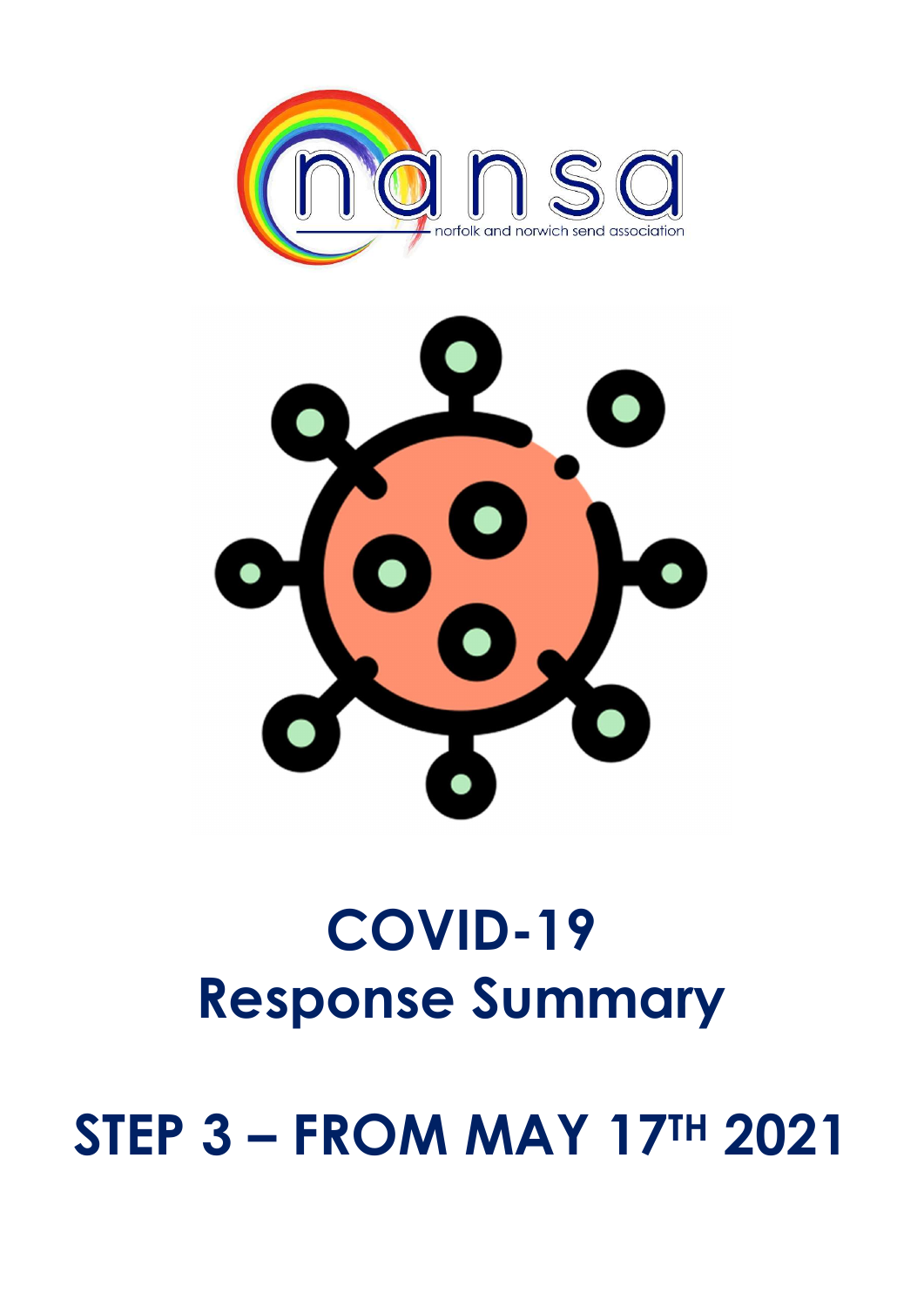nansa

norfolk and norwich send association

# COVID-19 Response Summary

# STEP 3 – FROM MAY 17TH 2021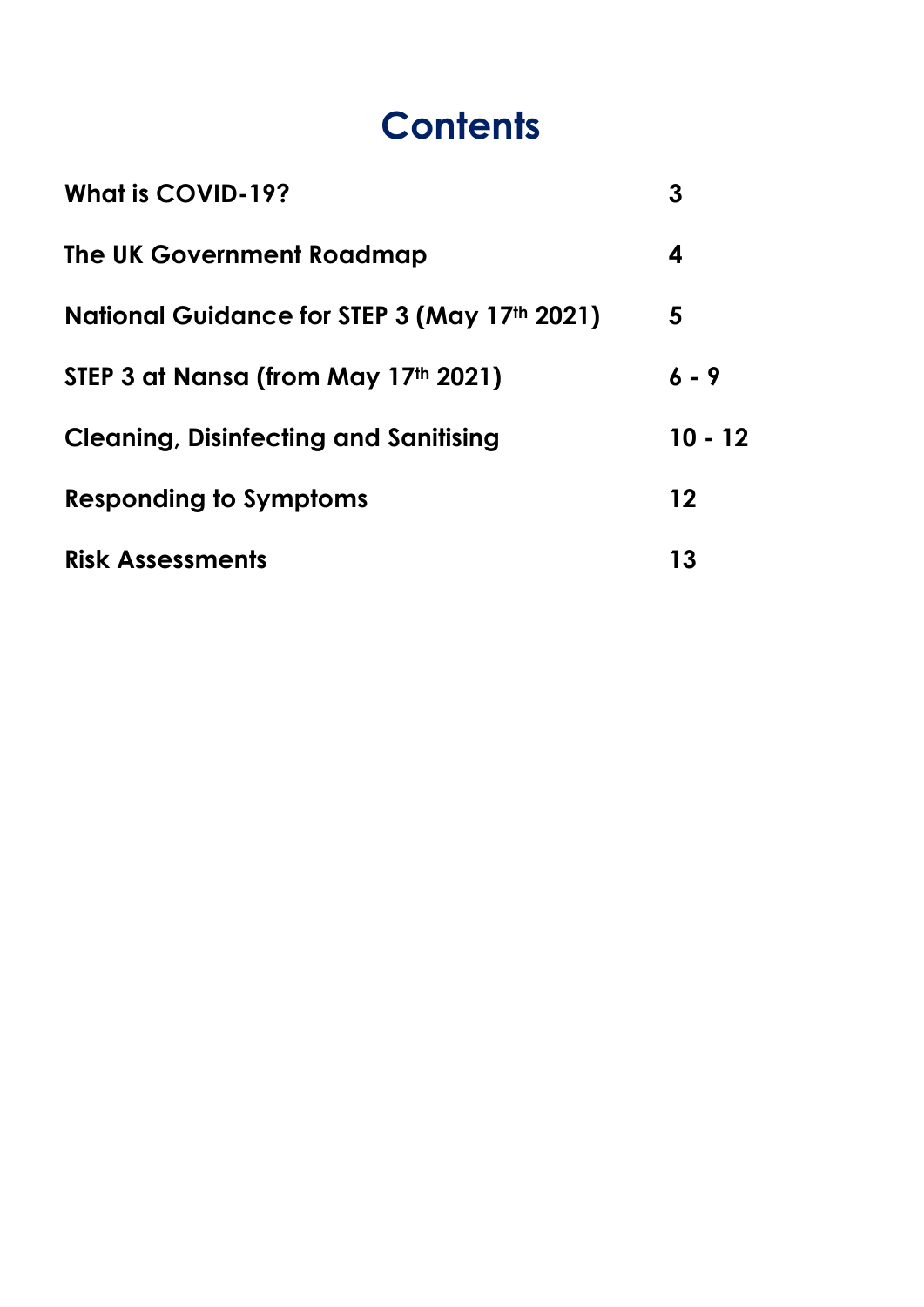# Contents

| | |
|---|---|
| **What is COVID-19?** | **3** |
| **The UK Government Roadmap** | **4** |
| **National Guidance for STEP 3 (May 17th 2021)** | **5** |
| **STEP 3 at Nansa (from May 17th 2021)** | **6 - 9** |
| **Cleaning, Disinfecting and Sanitising** | **10 - 12** |
| **Responding to Symptoms** | **12** |
| **Risk Assessments** | **13** |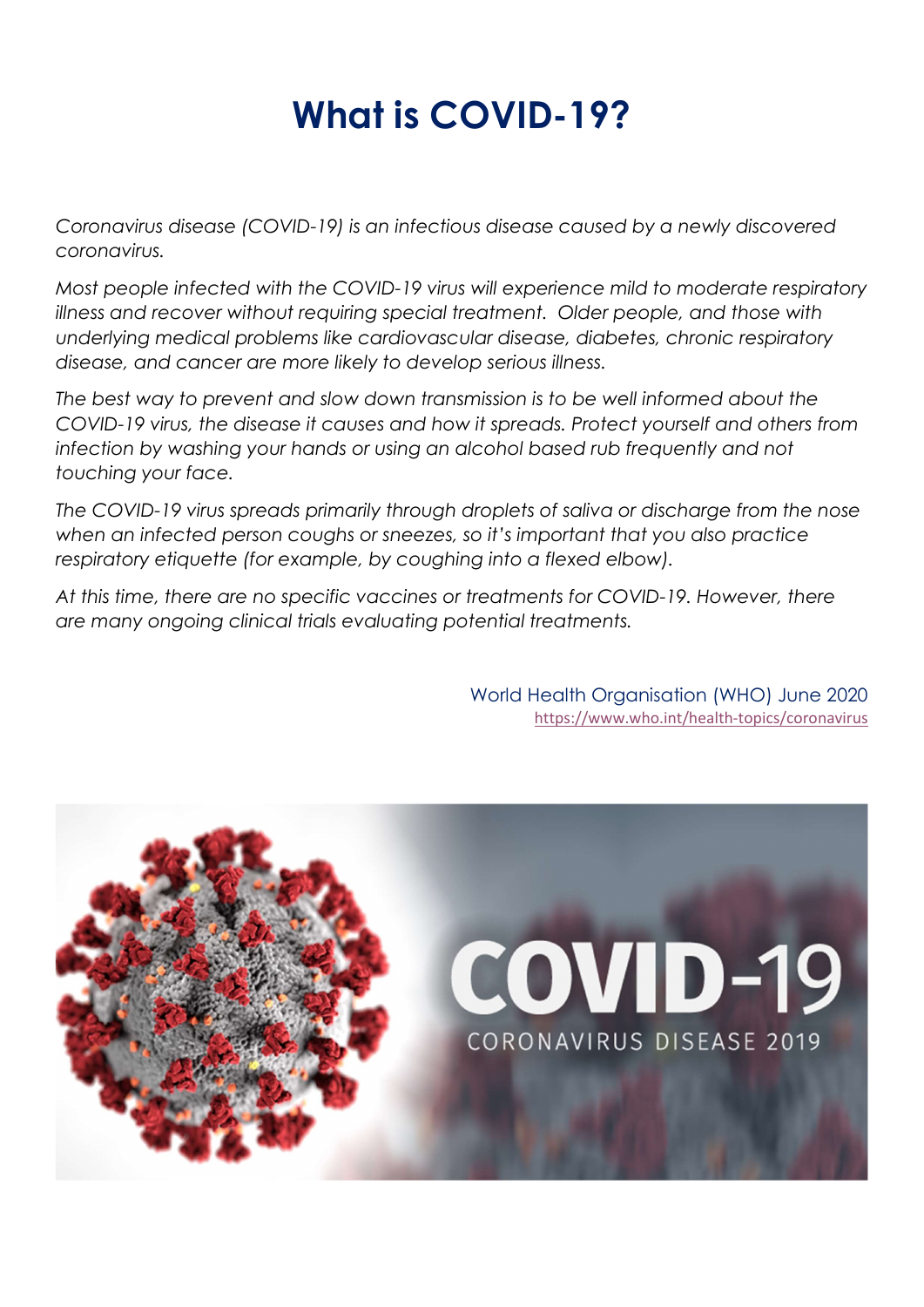# What is COVID-19?

*Coronavirus disease (COVID-19) is an infectious disease caused by a newly discovered coronavirus.*

*Most people infected with the COVID-19 virus will experience mild to moderate respiratory illness and recover without requiring special treatment. Older people, and those with underlying medical problems like cardiovascular disease, diabetes, chronic respiratory disease, and cancer are more likely to develop serious illness.*

*The best way to prevent and slow down transmission is to be well informed about the COVID-19 virus, the disease it causes and how it spreads. Protect yourself and others from infection by washing your hands or using an alcohol based rub frequently and not touching your face.*

*The COVID-19 virus spreads primarily through droplets of saliva or discharge from the nose when an infected person coughs or sneezes, so it's important that you also practice respiratory etiquette (for example, by coughing into a flexed elbow).*

*At this time, there are no specific vaccines or treatments for COVID-19. However, there are many ongoing clinical trials evaluating potential treatments.*

World Health Organisation (WHO) June 2020
https://www.who.int/health-topics/coronavirus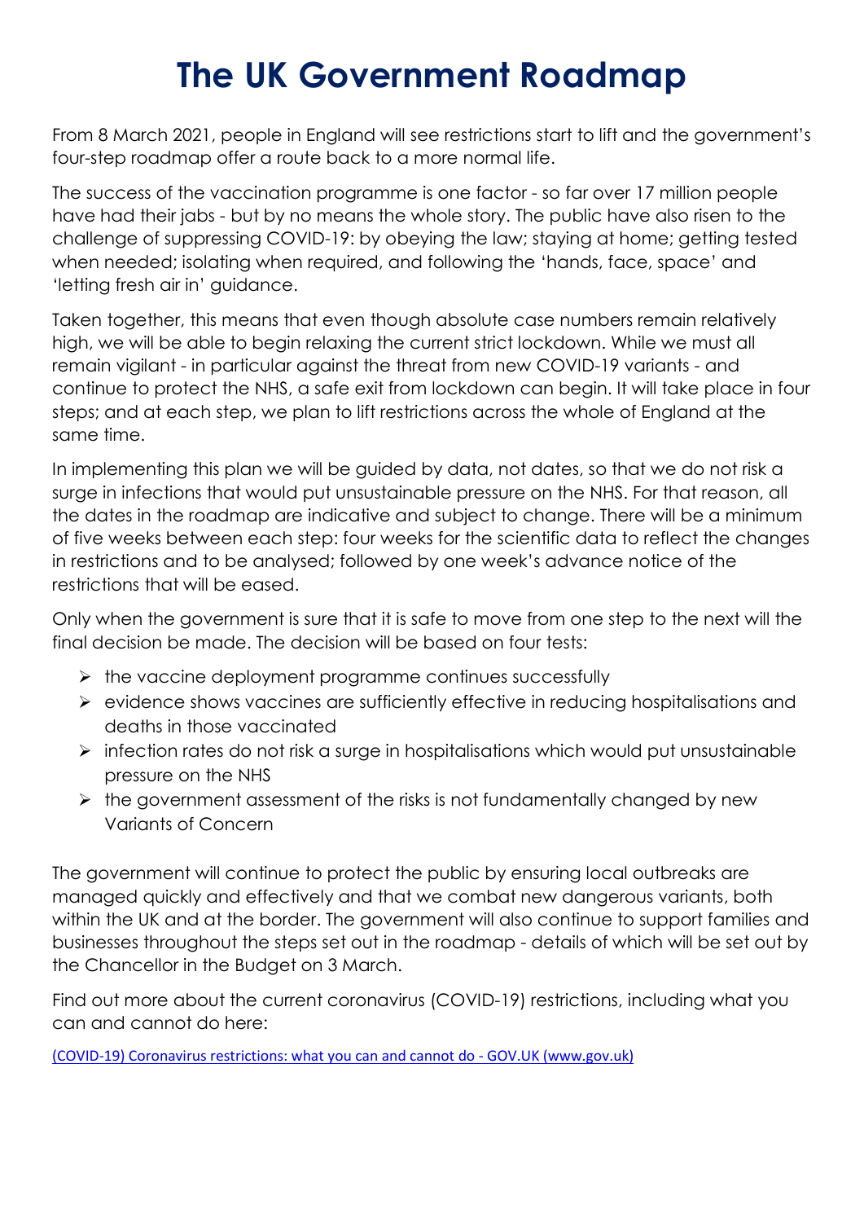# The UK Government Roadmap

From 8 March 2021, people in England will see restrictions start to lift and the government's four-step roadmap offer a route back to a more normal life.

The success of the vaccination programme is one factor - so far over 17 million people have had their jabs - but by no means the whole story. The public have also risen to the challenge of suppressing COVID-19: by obeying the law; staying at home; getting tested when needed; isolating when required, and following the 'hands, face, space' and 'letting fresh air in' guidance.

Taken together, this means that even though absolute case numbers remain relatively high, we will be able to begin relaxing the current strict lockdown. While we must all remain vigilant - in particular against the threat from new COVID-19 variants - and continue to protect the NHS, a safe exit from lockdown can begin. It will take place in four steps; and at each step, we plan to lift restrictions across the whole of England at the same time.

In implementing this plan we will be guided by data, not dates, so that we do not risk a surge in infections that would put unsustainable pressure on the NHS. For that reason, all the dates in the roadmap are indicative and subject to change. There will be a minimum of five weeks between each step: four weeks for the scientific data to reflect the changes in restrictions and to be analysed; followed by one week's advance notice of the restrictions that will be eased.

Only when the government is sure that it is safe to move from one step to the next will the final decision be made. The decision will be based on four tests:

- the vaccine deployment programme continues successfully
- evidence shows vaccines are sufficiently effective in reducing hospitalisations and deaths in those vaccinated
- infection rates do not risk a surge in hospitalisations which would put unsustainable pressure on the NHS
- the government assessment of the risks is not fundamentally changed by new Variants of Concern

The government will continue to protect the public by ensuring local outbreaks are managed quickly and effectively and that we combat new dangerous variants, both within the UK and at the border. The government will also continue to support families and businesses throughout the steps set out in the roadmap - details of which will be set out by the Chancellor in the Budget on 3 March.

Find out more about the current coronavirus (COVID-19) restrictions, including what you can and cannot do here:

(COVID-19) Coronavirus restrictions: what you can and cannot do - GOV.UK (www.gov.uk)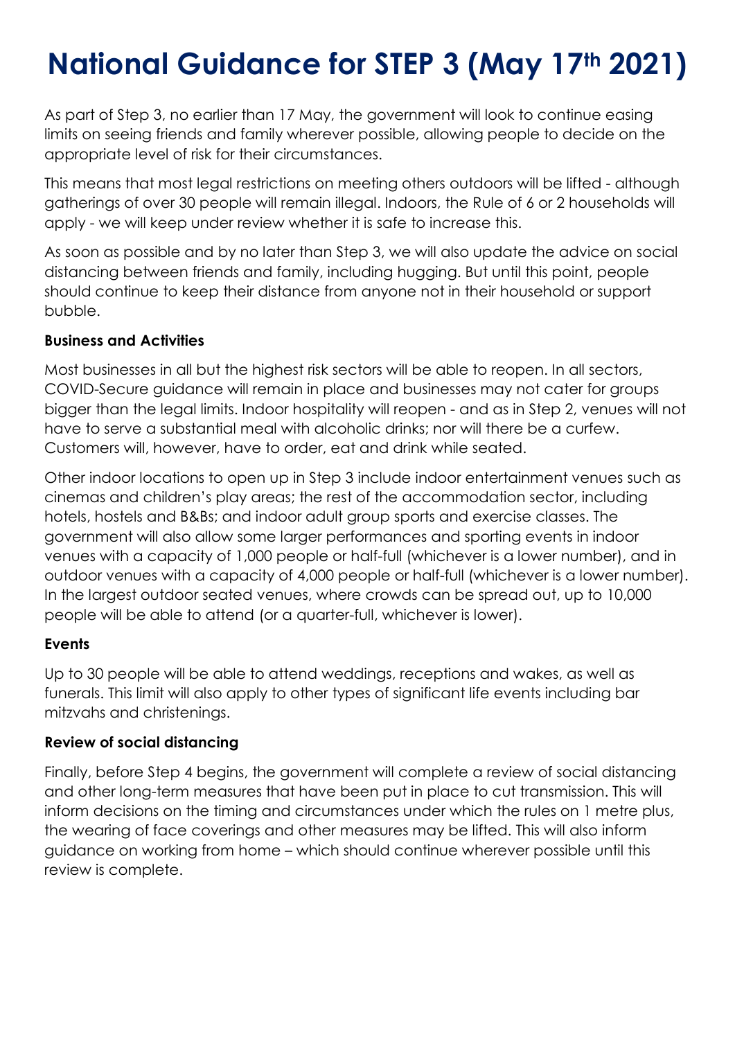# National Guidance for STEP 3 (May 17th 2021)

As part of Step 3, no earlier than 17 May, the government will look to continue easing limits on seeing friends and family wherever possible, allowing people to decide on the appropriate level of risk for their circumstances.

This means that most legal restrictions on meeting others outdoors will be lifted - although gatherings of over 30 people will remain illegal. Indoors, the Rule of 6 or 2 households will apply - we will keep under review whether it is safe to increase this.

As soon as possible and by no later than Step 3, we will also update the advice on social distancing between friends and family, including hugging. But until this point, people should continue to keep their distance from anyone not in their household or support bubble.

**Business and Activities**

Most businesses in all but the highest risk sectors will be able to reopen. In all sectors, COVID-Secure guidance will remain in place and businesses may not cater for groups bigger than the legal limits. Indoor hospitality will reopen - and as in Step 2, venues will not have to serve a substantial meal with alcoholic drinks; nor will there be a curfew. Customers will, however, have to order, eat and drink while seated.

Other indoor locations to open up in Step 3 include indoor entertainment venues such as cinemas and children's play areas; the rest of the accommodation sector, including hotels, hostels and B&Bs; and indoor adult group sports and exercise classes. The government will also allow some larger performances and sporting events in indoor venues with a capacity of 1,000 people or half-full (whichever is a lower number), and in outdoor venues with a capacity of 4,000 people or half-full (whichever is a lower number). In the largest outdoor seated venues, where crowds can be spread out, up to 10,000 people will be able to attend (or a quarter-full, whichever is lower).

**Events**

Up to 30 people will be able to attend weddings, receptions and wakes, as well as funerals. This limit will also apply to other types of significant life events including bar mitzvahs and christenings.

**Review of social distancing**

Finally, before Step 4 begins, the government will complete a review of social distancing and other long-term measures that have been put in place to cut transmission. This will inform decisions on the timing and circumstances under which the rules on 1 metre plus, the wearing of face coverings and other measures may be lifted. This will also inform guidance on working from home – which should continue wherever possible until this review is complete.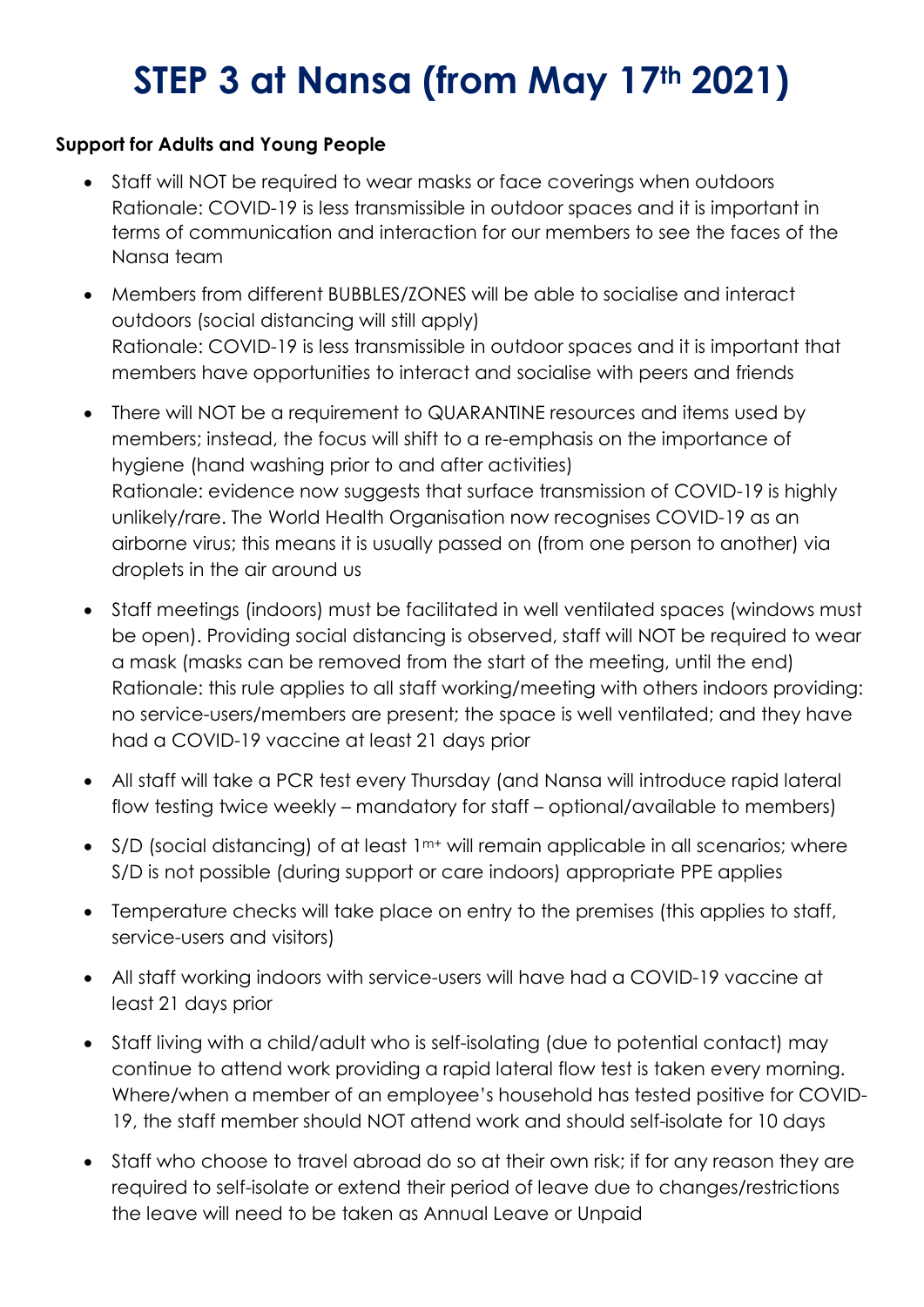# STEP 3 at Nansa (from May 17th 2021)

**Support for Adults and Young People**

- Staff will NOT be required to wear masks or face coverings when outdoors
  Rationale: COVID-19 is less transmissible in outdoor spaces and it is important in terms of communication and interaction for our members to see the faces of the Nansa team
- Members from different BUBBLES/ZONES will be able to socialise and interact outdoors (social distancing will still apply)
  Rationale: COVID-19 is less transmissible in outdoor spaces and it is important that members have opportunities to interact and socialise with peers and friends
- There will NOT be a requirement to QUARANTINE resources and items used by members; instead, the focus will shift to a re-emphasis on the importance of hygiene (hand washing prior to and after activities)
  Rationale: evidence now suggests that surface transmission of COVID-19 is highly unlikely/rare. The World Health Organisation now recognises COVID-19 as an airborne virus; this means it is usually passed on (from one person to another) via droplets in the air around us
- Staff meetings (indoors) must be facilitated in well ventilated spaces (windows must be open). Providing social distancing is observed, staff will NOT be required to wear a mask (masks can be removed from the start of the meeting, until the end)
  Rationale: this rule applies to all staff working/meeting with others indoors providing: no service-users/members are present; the space is well ventilated; and they have had a COVID-19 vaccine at least 21 days prior
- All staff will take a PCR test every Thursday (and Nansa will introduce rapid lateral flow testing twice weekly – mandatory for staff – optional/available to members)
- S/D (social distancing) of at least 1m+ will remain applicable in all scenarios; where S/D is not possible (during support or care indoors) appropriate PPE applies
- Temperature checks will take place on entry to the premises (this applies to staff, service-users and visitors)
- All staff working indoors with service-users will have had a COVID-19 vaccine at least 21 days prior
- Staff living with a child/adult who is self-isolating (due to potential contact) may continue to attend work providing a rapid lateral flow test is taken every morning. Where/when a member of an employee's household has tested positive for COVID-19, the staff member should NOT attend work and should self-isolate for 10 days
- Staff who choose to travel abroad do so at their own risk; if for any reason they are required to self-isolate or extend their period of leave due to changes/restrictions the leave will need to be taken as Annual Leave or Unpaid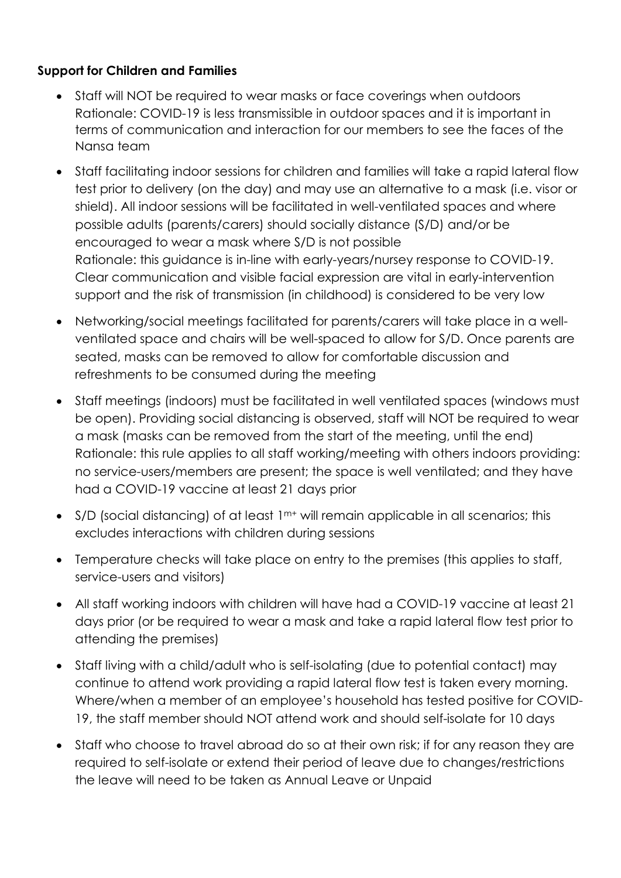**Support for Children and Families**

- Staff will NOT be required to wear masks or face coverings when outdoors
  Rationale: COVID-19 is less transmissible in outdoor spaces and it is important in terms of communication and interaction for our members to see the faces of the Nansa team
- Staff facilitating indoor sessions for children and families will take a rapid lateral flow test prior to delivery (on the day) and may use an alternative to a mask (i.e. visor or shield). All indoor sessions will be facilitated in well-ventilated spaces and where possible adults (parents/carers) should socially distance (S/D) and/or be encouraged to wear a mask where S/D is not possible
  Rationale: this guidance is in-line with early-years/nursey response to COVID-19. Clear communication and visible facial expression are vital in early-intervention support and the risk of transmission (in childhood) is considered to be very low
- Networking/social meetings facilitated for parents/carers will take place in a well-ventilated space and chairs will be well-spaced to allow for S/D. Once parents are seated, masks can be removed to allow for comfortable discussion and refreshments to be consumed during the meeting
- Staff meetings (indoors) must be facilitated in well ventilated spaces (windows must be open). Providing social distancing is observed, staff will NOT be required to wear a mask (masks can be removed from the start of the meeting, until the end)
  Rationale: this rule applies to all staff working/meeting with others indoors providing: no service-users/members are present; the space is well ventilated; and they have had a COVID-19 vaccine at least 21 days prior
- S/D (social distancing) of at least 1m+ will remain applicable in all scenarios; this excludes interactions with children during sessions
- Temperature checks will take place on entry to the premises (this applies to staff, service-users and visitors)
- All staff working indoors with children will have had a COVID-19 vaccine at least 21 days prior (or be required to wear a mask and take a rapid lateral flow test prior to attending the premises)
- Staff living with a child/adult who is self-isolating (due to potential contact) may continue to attend work providing a rapid lateral flow test is taken every morning. Where/when a member of an employee's household has tested positive for COVID-19, the staff member should NOT attend work and should self-isolate for 10 days
- Staff who choose to travel abroad do so at their own risk; if for any reason they are required to self-isolate or extend their period of leave due to changes/restrictions the leave will need to be taken as Annual Leave or Unpaid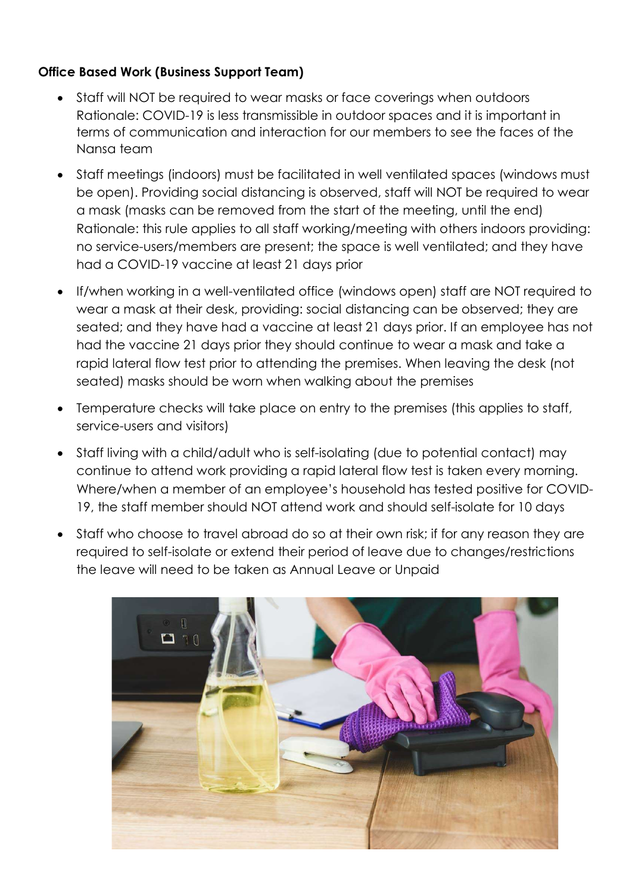**Office Based Work (Business Support Team)**

- Staff will NOT be required to wear masks or face coverings when outdoors
  Rationale: COVID-19 is less transmissible in outdoor spaces and it is important in terms of communication and interaction for our members to see the faces of the Nansa team
- Staff meetings (indoors) must be facilitated in well ventilated spaces (windows must be open). Providing social distancing is observed, staff will NOT be required to wear a mask (masks can be removed from the start of the meeting, until the end)
  Rationale: this rule applies to all staff working/meeting with others indoors providing: no service-users/members are present; the space is well ventilated; and they have had a COVID-19 vaccine at least 21 days prior
- If/when working in a well-ventilated office (windows open) staff are NOT required to wear a mask at their desk, providing: social distancing can be observed; they are seated; and they have had a vaccine at least 21 days prior. If an employee has not had the vaccine 21 days prior they should continue to wear a mask and take a rapid lateral flow test prior to attending the premises. When leaving the desk (not seated) masks should be worn when walking about the premises
- Temperature checks will take place on entry to the premises (this applies to staff, service-users and visitors)
- Staff living with a child/adult who is self-isolating (due to potential contact) may continue to attend work providing a rapid lateral flow test is taken every morning. Where/when a member of an employee's household has tested positive for COVID-19, the staff member should NOT attend work and should self-isolate for 10 days
- Staff who choose to travel abroad do so at their own risk; if for any reason they are required to self-isolate or extend their period of leave due to changes/restrictions the leave will need to be taken as Annual Leave or Unpaid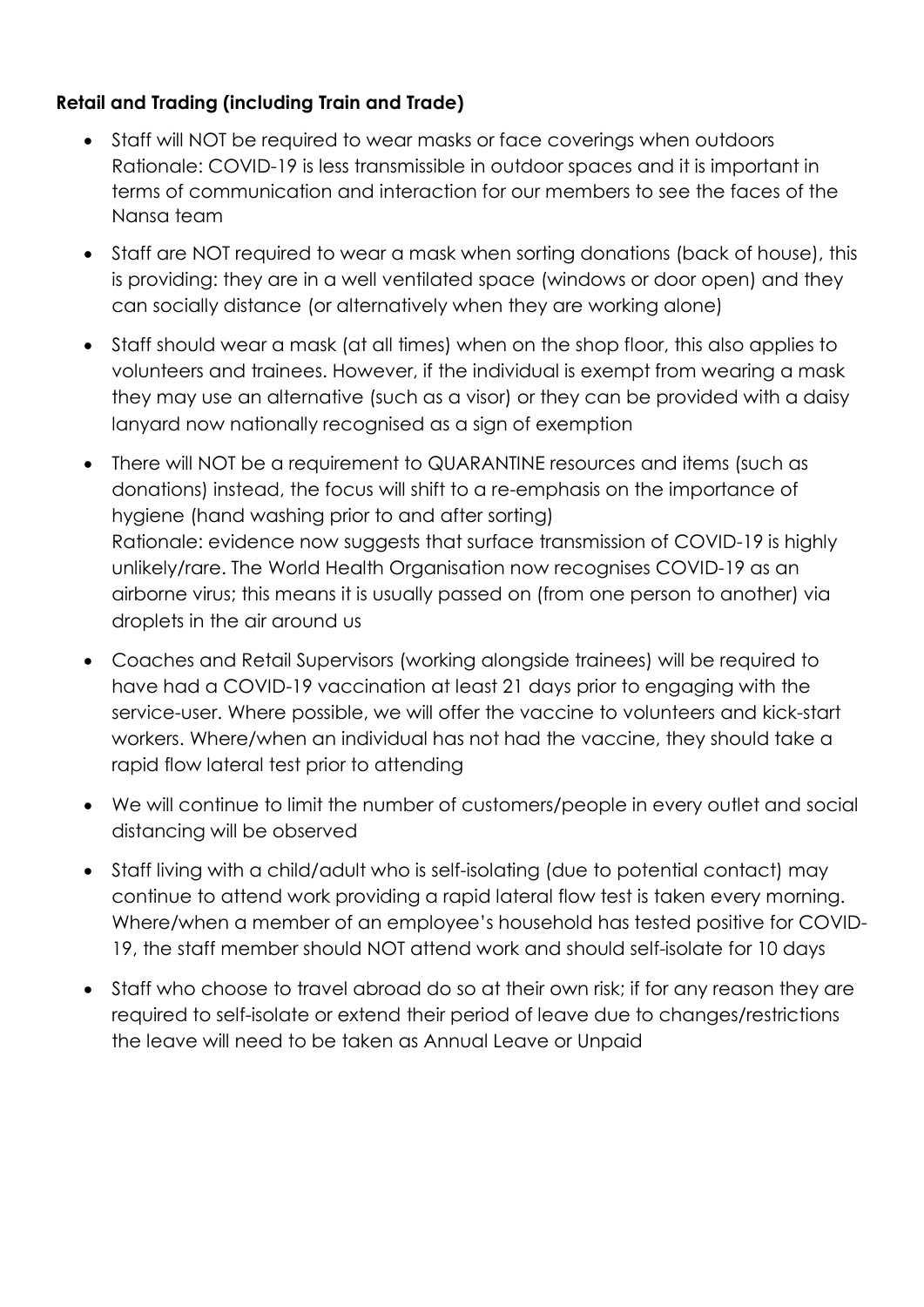**Retail and Trading (including Train and Trade)**

- Staff will NOT be required to wear masks or face coverings when outdoors
  Rationale: COVID-19 is less transmissible in outdoor spaces and it is important in terms of communication and interaction for our members to see the faces of the Nansa team
- Staff are NOT required to wear a mask when sorting donations (back of house), this is providing: they are in a well ventilated space (windows or door open) and they can socially distance (or alternatively when they are working alone)
- Staff should wear a mask (at all times) when on the shop floor, this also applies to volunteers and trainees. However, if the individual is exempt from wearing a mask they may use an alternative (such as a visor) or they can be provided with a daisy lanyard now nationally recognised as a sign of exemption
- There will NOT be a requirement to QUARANTINE resources and items (such as donations) instead, the focus will shift to a re-emphasis on the importance of hygiene (hand washing prior to and after sorting)
  Rationale: evidence now suggests that surface transmission of COVID-19 is highly unlikely/rare. The World Health Organisation now recognises COVID-19 as an airborne virus; this means it is usually passed on (from one person to another) via droplets in the air around us
- Coaches and Retail Supervisors (working alongside trainees) will be required to have had a COVID-19 vaccination at least 21 days prior to engaging with the service-user. Where possible, we will offer the vaccine to volunteers and kick-start workers. Where/when an individual has not had the vaccine, they should take a rapid flow lateral test prior to attending
- We will continue to limit the number of customers/people in every outlet and social distancing will be observed
- Staff living with a child/adult who is self-isolating (due to potential contact) may continue to attend work providing a rapid lateral flow test is taken every morning. Where/when a member of an employee's household has tested positive for COVID-19, the staff member should NOT attend work and should self-isolate for 10 days
- Staff who choose to travel abroad do so at their own risk; if for any reason they are required to self-isolate or extend their period of leave due to changes/restrictions the leave will need to be taken as Annual Leave or Unpaid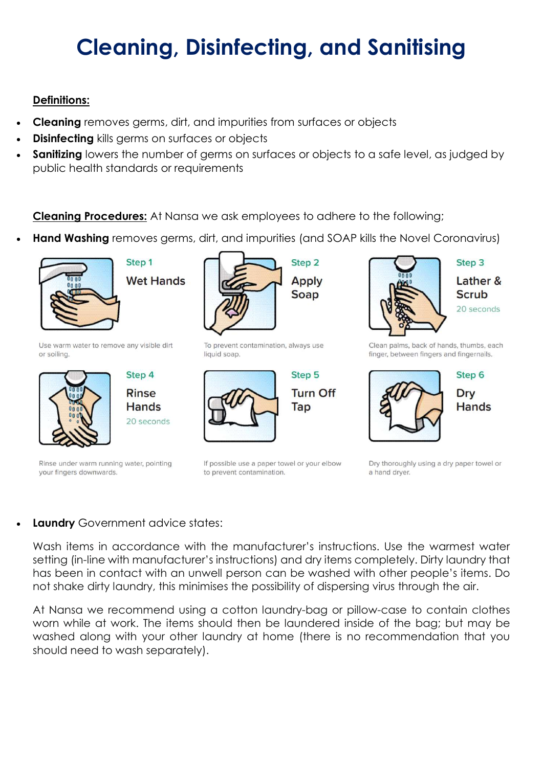# Cleaning, Disinfecting, and Sanitising

**Definitions:**

- **Cleaning** removes germs, dirt, and impurities from surfaces or objects
- **Disinfecting** kills germs on surfaces or objects
- **Sanitizing** lowers the number of germs on surfaces or objects to a safe level, as judged by public health standards or requirements

**Cleaning Procedures:** At Nansa we ask employees to adhere to the following;

- **Hand Washing** removes germs, dirt, and impurities (and SOAP kills the Novel Coronavirus)

**Step 1 – Wet Hands**
Use warm water to remove any visible dirt or soiling.

**Step 2 – Apply Soap**
To prevent contamination, always use liquid soap.

**Step 3 – Lather & Scrub** (20 seconds)
Clean palms, back of hands, thumbs, each finger, between fingers and fingernails.

**Step 4 – Rinse Hands** (20 seconds)
Rinse under warm running water, pointing your fingers downwards.

**Step 5 – Turn Off Tap**
If possible use a paper towel or your elbow to prevent contamination.

**Step 6 – Dry Hands**
Dry thoroughly using a dry paper towel or a hand dryer.

- **Laundry** Government advice states:

  Wash items in accordance with the manufacturer's instructions. Use the warmest water setting (in-line with manufacturer's instructions) and dry items completely. Dirty laundry that has been in contact with an unwell person can be washed with other people's items. Do not shake dirty laundry, this minimises the possibility of dispersing virus through the air.

  At Nansa we recommend using a cotton laundry-bag or pillow-case to contain clothes worn while at work. The items should then be laundered inside of the bag; but may be washed along with your other laundry at home (there is no recommendation that you should need to wash separately).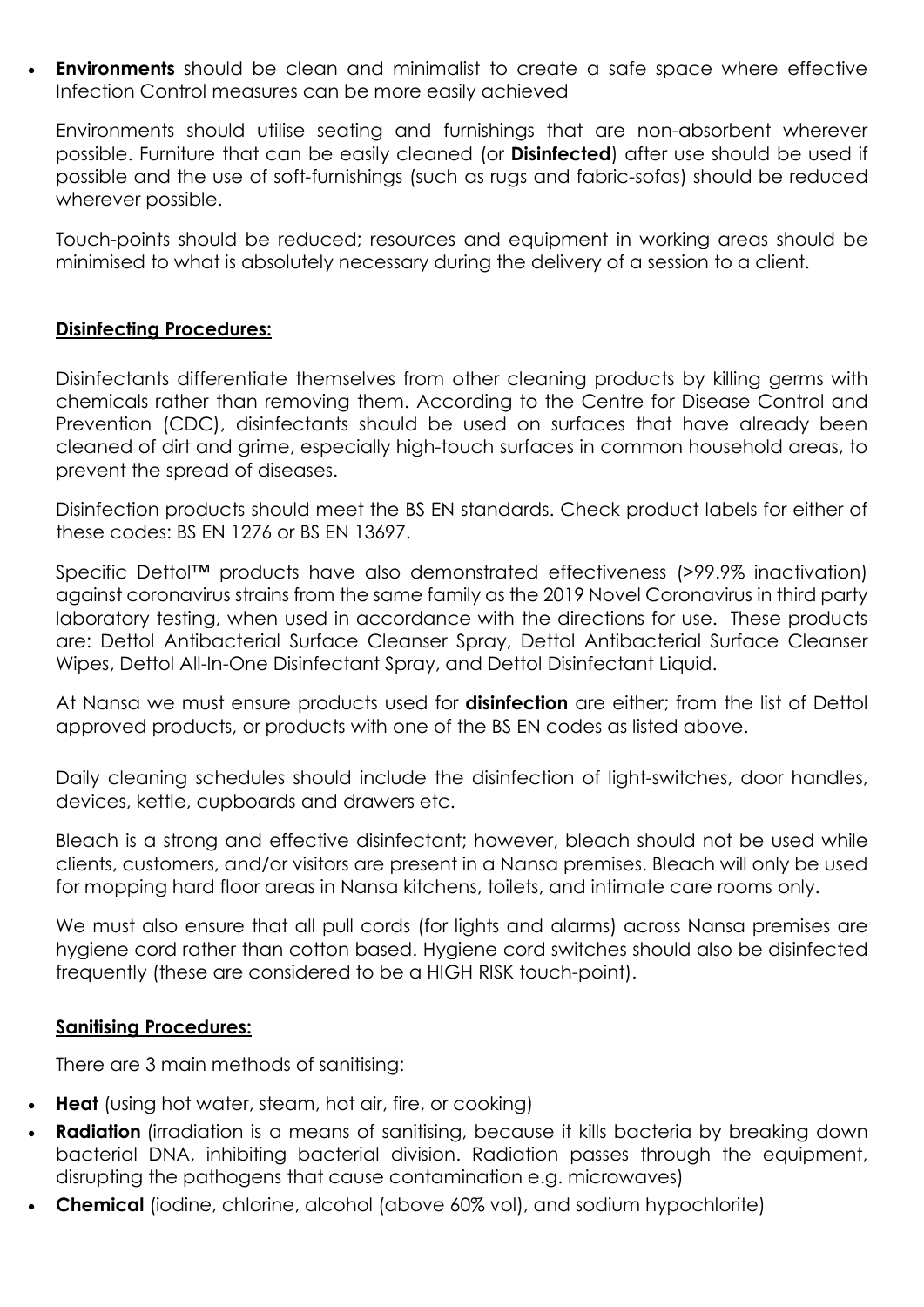- **Environments** should be clean and minimalist to create a safe space where effective Infection Control measures can be more easily achieved

  Environments should utilise seating and furnishings that are non-absorbent wherever possible. Furniture that can be easily cleaned (or **Disinfected**) after use should be used if possible and the use of soft-furnishings (such as rugs and fabric-sofas) should be reduced wherever possible.

  Touch-points should be reduced; resources and equipment in working areas should be minimised to what is absolutely necessary during the delivery of a session to a client.

**<u>Disinfecting Procedures:</u>**

Disinfectants differentiate themselves from other cleaning products by killing germs with chemicals rather than removing them. According to the Centre for Disease Control and Prevention (CDC), disinfectants should be used on surfaces that have already been cleaned of dirt and grime, especially high-touch surfaces in common household areas, to prevent the spread of diseases.

Disinfection products should meet the BS EN standards. Check product labels for either of these codes: BS EN 1276 or BS EN 13697.

Specific Dettol™ products have also demonstrated effectiveness (>99.9% inactivation) against coronavirus strains from the same family as the 2019 Novel Coronavirus in third party laboratory testing, when used in accordance with the directions for use. These products are: Dettol Antibacterial Surface Cleanser Spray, Dettol Antibacterial Surface Cleanser Wipes, Dettol All-In-One Disinfectant Spray, and Dettol Disinfectant Liquid.

At Nansa we must ensure products used for **disinfection** are either; from the list of Dettol approved products, or products with one of the BS EN codes as listed above.

Daily cleaning schedules should include the disinfection of light-switches, door handles, devices, kettle, cupboards and drawers etc.

Bleach is a strong and effective disinfectant; however, bleach should not be used while clients, customers, and/or visitors are present in a Nansa premises. Bleach will only be used for mopping hard floor areas in Nansa kitchens, toilets, and intimate care rooms only.

We must also ensure that all pull cords (for lights and alarms) across Nansa premises are hygiene cord rather than cotton based. Hygiene cord switches should also be disinfected frequently (these are considered to be a HIGH RISK touch-point).

**<u>Sanitising Procedures:</u>**

There are 3 main methods of sanitising:

- **Heat** (using hot water, steam, hot air, fire, or cooking)
- **Radiation** (irradiation is a means of sanitising, because it kills bacteria by breaking down bacterial DNA, inhibiting bacterial division. Radiation passes through the equipment, disrupting the pathogens that cause contamination e.g. microwaves)
- **Chemical** (iodine, chlorine, alcohol (above 60% vol), and sodium hypochlorite)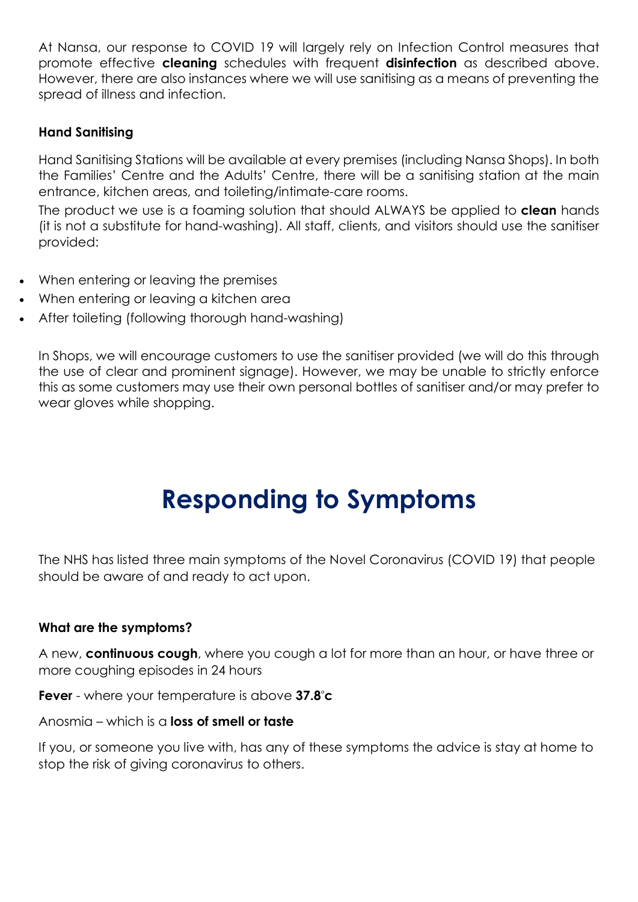At Nansa, our response to COVID 19 will largely rely on Infection Control measures that promote effective **cleaning** schedules with frequent **disinfection** as described above. However, there are also instances where we will use sanitising as a means of preventing the spread of illness and infection.

### Hand Sanitising

Hand Sanitising Stations will be available at every premises (including Nansa Shops). In both the Families' Centre and the Adults' Centre, there will be a sanitising station at the main entrance, kitchen areas, and toileting/intimate-care rooms.

The product we use is a foaming solution that should ALWAYS be applied to **clean** hands (it is not a substitute for hand-washing). All staff, clients, and visitors should use the sanitiser provided:

- When entering or leaving the premises
- When entering or leaving a kitchen area
- After toileting (following thorough hand-washing)

In Shops, we will encourage customers to use the sanitiser provided (we will do this through the use of clear and prominent signage). However, we may be unable to strictly enforce this as some customers may use their own personal bottles of sanitiser and/or may prefer to wear gloves while shopping.

# Responding to Symptoms

The NHS has listed three main symptoms of the Novel Coronavirus (COVID 19) that people should be aware of and ready to act upon.

### What are the symptoms?

A new, **continuous cough**, where you cough a lot for more than an hour, or have three or more coughing episodes in 24 hours

**Fever** - where your temperature is above **37.8°c**

Anosmia – which is a **loss of smell or taste**

If you, or someone you live with, has any of these symptoms the advice is stay at home to stop the risk of giving coronavirus to others.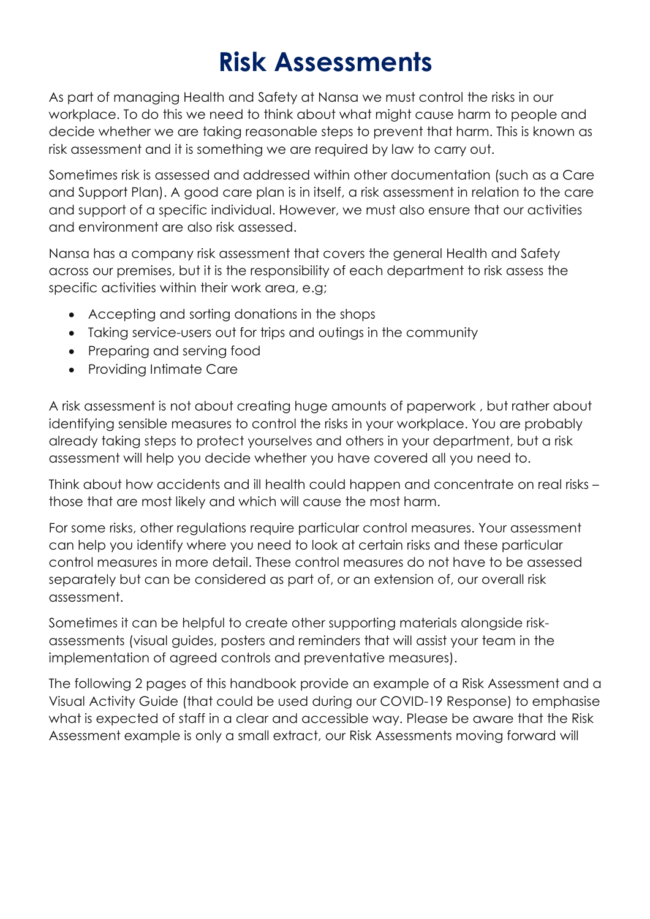# Risk Assessments

As part of managing Health and Safety at Nansa we must control the risks in our workplace. To do this we need to think about what might cause harm to people and decide whether we are taking reasonable steps to prevent that harm. This is known as risk assessment and it is something we are required by law to carry out.

Sometimes risk is assessed and addressed within other documentation (such as a Care and Support Plan). A good care plan is in itself, a risk assessment in relation to the care and support of a specific individual. However, we must also ensure that our activities and environment are also risk assessed.

Nansa has a company risk assessment that covers the general Health and Safety across our premises, but it is the responsibility of each department to risk assess the specific activities within their work area, e.g;

- Accepting and sorting donations in the shops
- Taking service-users out for trips and outings in the community
- Preparing and serving food
- Providing Intimate Care

A risk assessment is not about creating huge amounts of paperwork , but rather about identifying sensible measures to control the risks in your workplace. You are probably already taking steps to protect yourselves and others in your department, but a risk assessment will help you decide whether you have covered all you need to.

Think about how accidents and ill health could happen and concentrate on real risks – those that are most likely and which will cause the most harm.

For some risks, other regulations require particular control measures. Your assessment can help you identify where you need to look at certain risks and these particular control measures in more detail. These control measures do not have to be assessed separately but can be considered as part of, or an extension of, our overall risk assessment.

Sometimes it can be helpful to create other supporting materials alongside risk-assessments (visual guides, posters and reminders that will assist your team in the implementation of agreed controls and preventative measures).

The following 2 pages of this handbook provide an example of a Risk Assessment and a Visual Activity Guide (that could be used during our COVID-19 Response) to emphasise what is expected of staff in a clear and accessible way. Please be aware that the Risk Assessment example is only a small extract, our Risk Assessments moving forward will